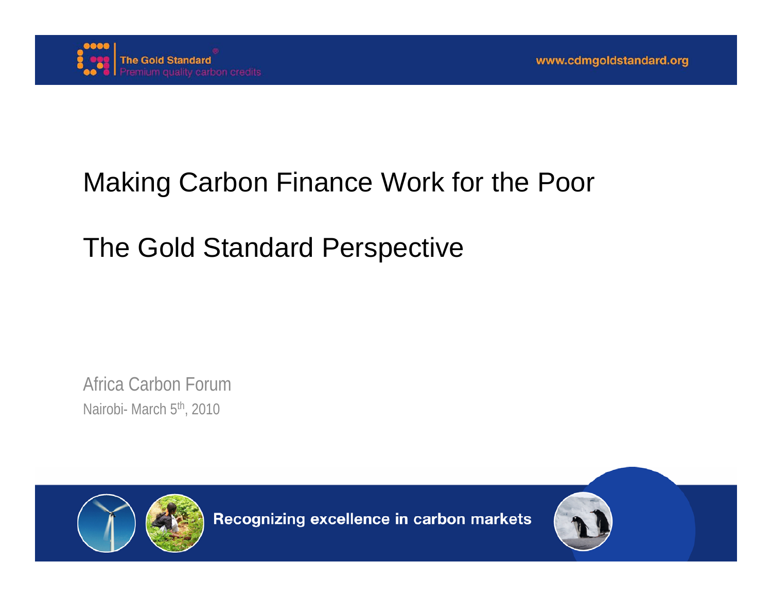# Making Carbon Finance Work for the Poor

## The Gold Standard Perspective

Africa Carbon Forum

Nairobi- March 5th, 2010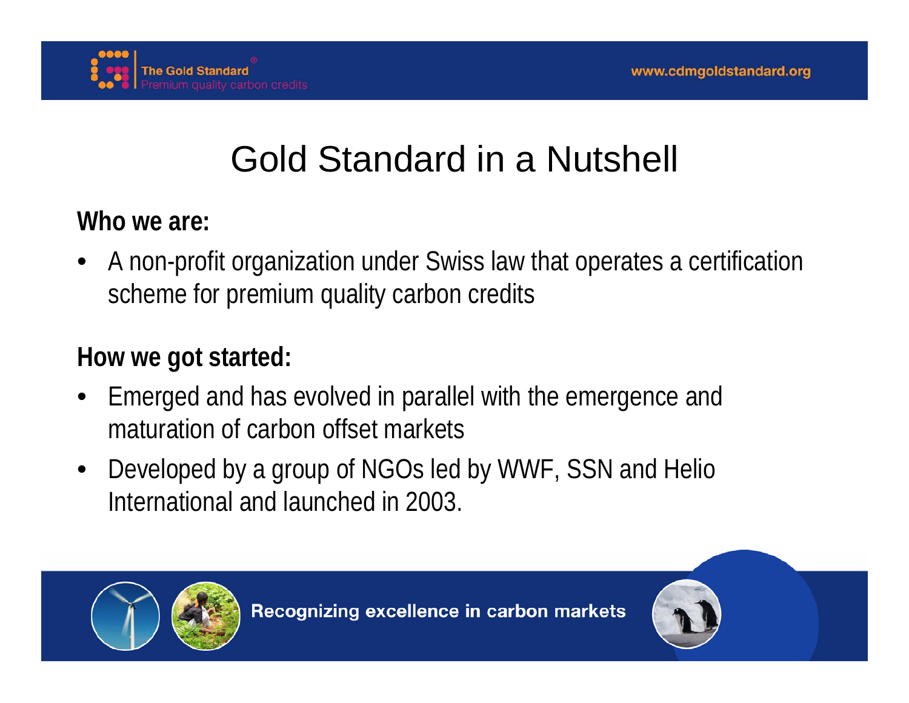# Gold Standard in a Nutshell

**Who we are:**

- A non-profit organization under Swiss law that operates a certification scheme for premium quality carbon credits

**How we got started:**

- Emerged and has evolved in parallel with the emergence and maturation of carbon offset markets
- Developed by a group of NGOs led by WWF, SSN and Helio International and launched in 2003.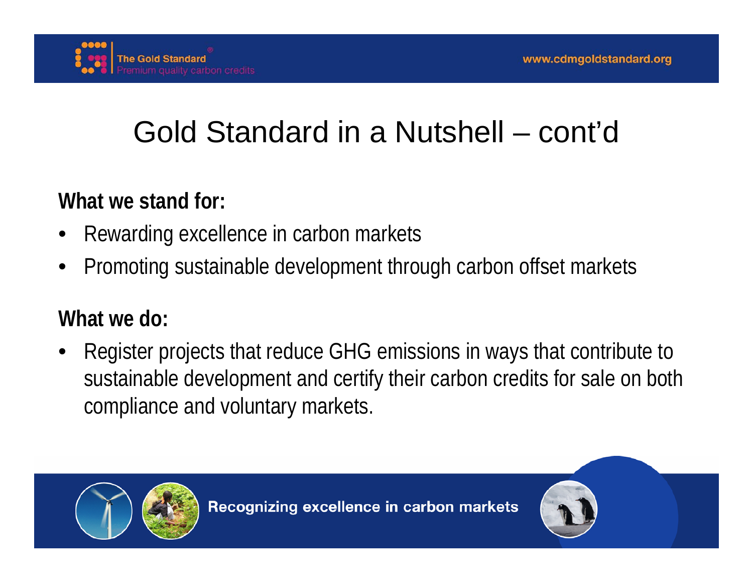# Gold Standard in a Nutshell – cont'd

**What we stand for:**

- Rewarding excellence in carbon markets
- Promoting sustainable development through carbon offset markets

**What we do:**

- Register projects that reduce GHG emissions in ways that contribute to sustainable development and certify their carbon credits for sale on both compliance and voluntary markets.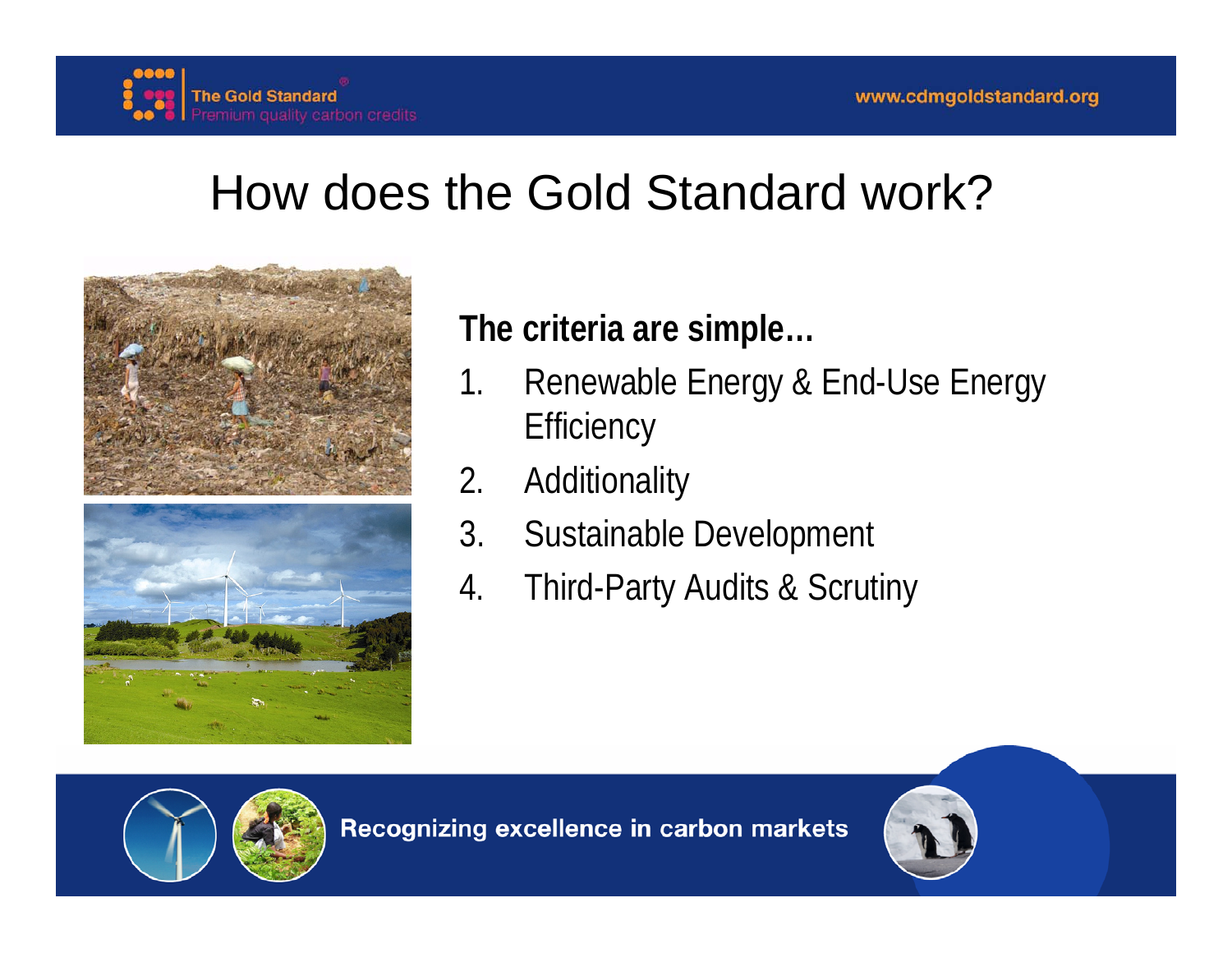# How does the Gold Standard work?

**The criteria are simple…**

1. Renewable Energy & End-Use Energy Efficiency
2. Additionality
3. Sustainable Development
4. Third-Party Audits & Scrutiny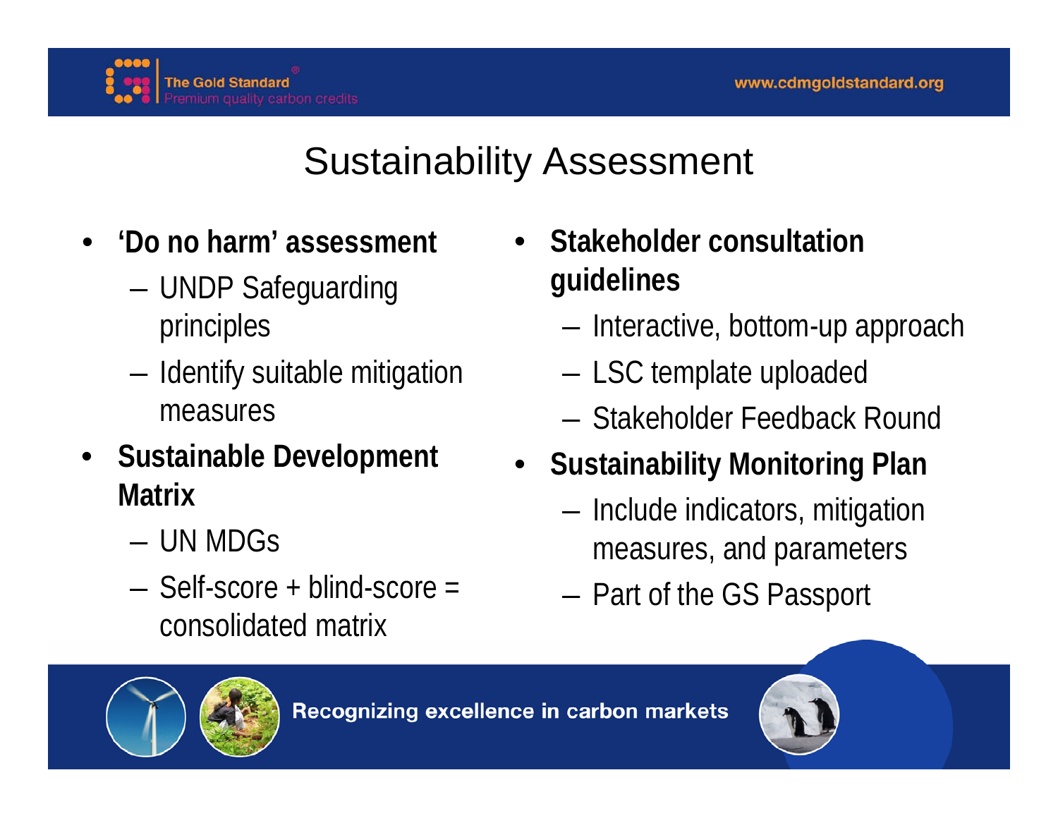# Sustainability Assessment

- **'Do no harm' assessment**
  - UNDP Safeguarding principles
  - Identify suitable mitigation measures
- **Sustainable Development Matrix**
  - UN MDGs
  - Self-score + blind-score = consolidated matrix
- **Stakeholder consultation guidelines**
  - Interactive, bottom-up approach
  - LSC template uploaded
  - Stakeholder Feedback Round
- **Sustainability Monitoring Plan**
  - Include indicators, mitigation measures, and parameters
  - Part of the GS Passport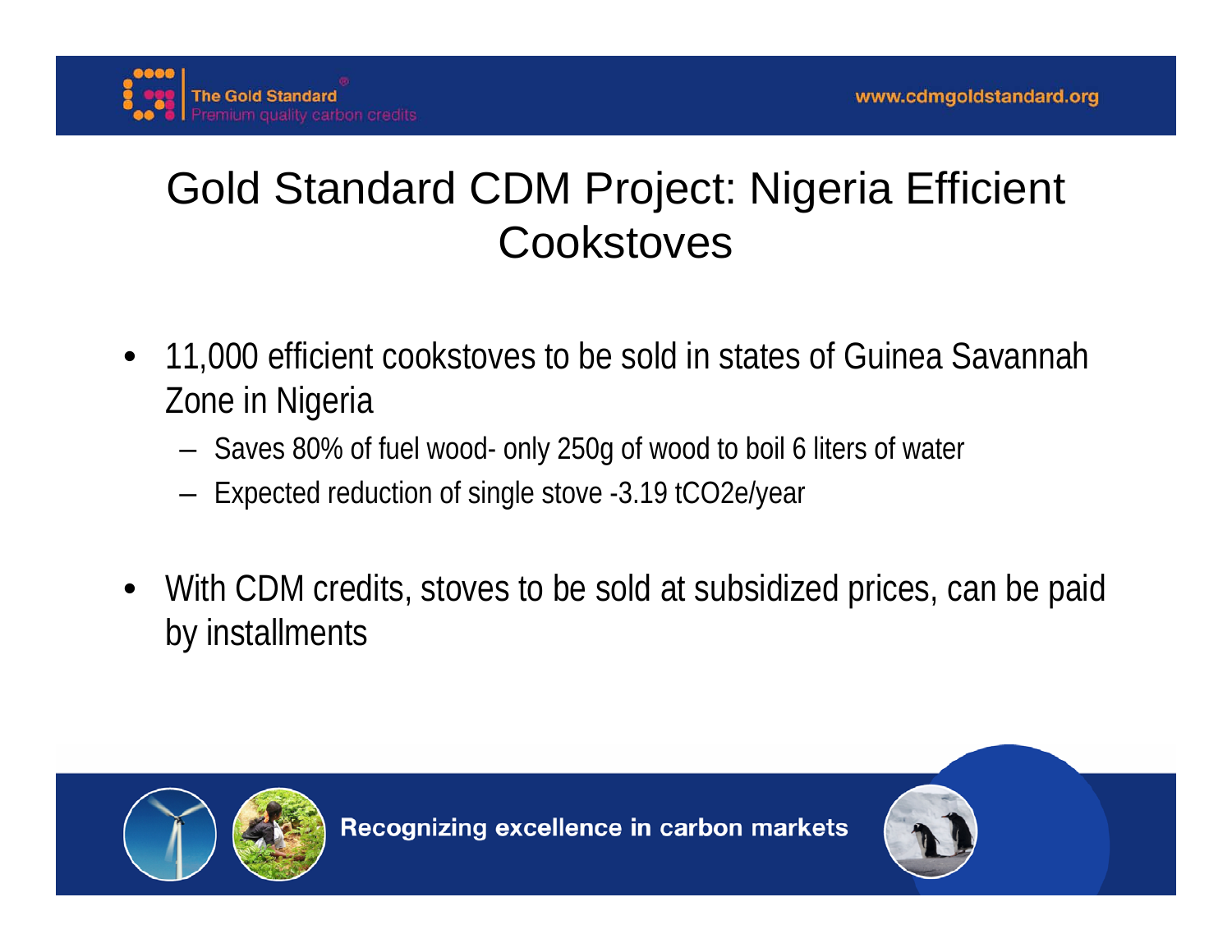# Gold Standard CDM Project: Nigeria Efficient Cookstoves

- 11,000 efficient cookstoves to be sold in states of Guinea Savannah Zone in Nigeria
  - Saves 80% of fuel wood- only 250g of wood to boil 6 liters of water
  - Expected reduction of single stove -3.19 $tCO_2e$/year
- With CDM credits, stoves to be sold at subsidized prices, can be paid by installments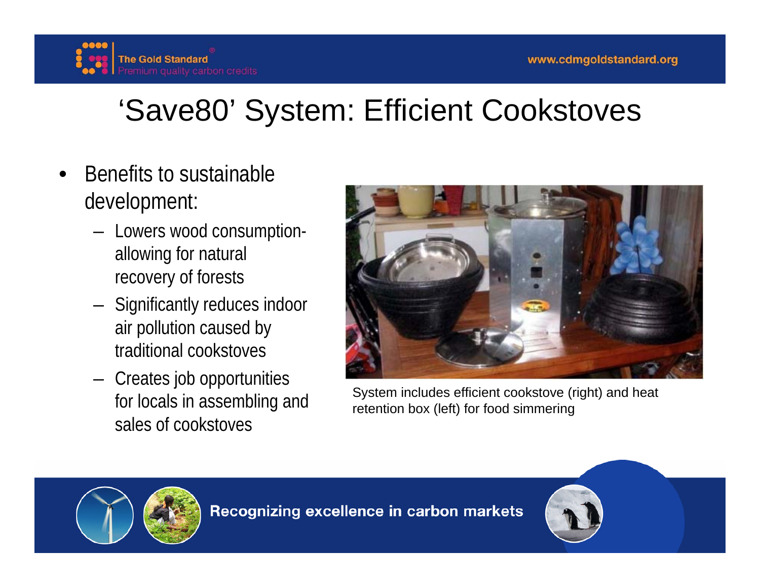# 'Save80' System: Efficient Cookstoves

- Benefits to sustainable development:
  - Lowers wood consumption- allowing for natural recovery of forests
  - Significantly reduces indoor air pollution caused by traditional cookstoves
  - Creates job opportunities for locals in assembling and sales of cookstoves

System includes efficient cookstove (right) and heat retention box (left) for food simmering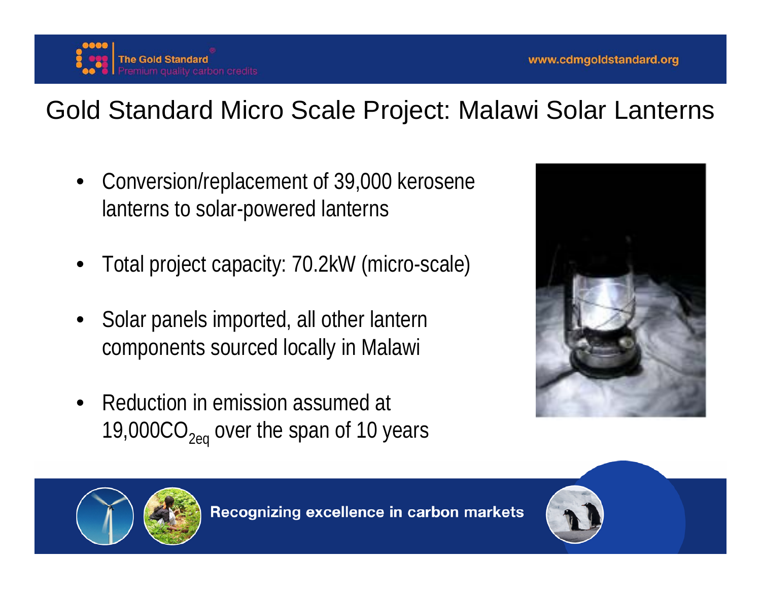# Gold Standard Micro Scale Project: Malawi Solar Lanterns

- Conversion/replacement of 39,000 kerosene lanterns to solar-powered lanterns
- Total project capacity: 70.2kW (micro-scale)
- Solar panels imported, all other lantern components sourced locally in Malawi
- Reduction in emission assumed at 19,000$CO_{2eq}$ over the span of 10 years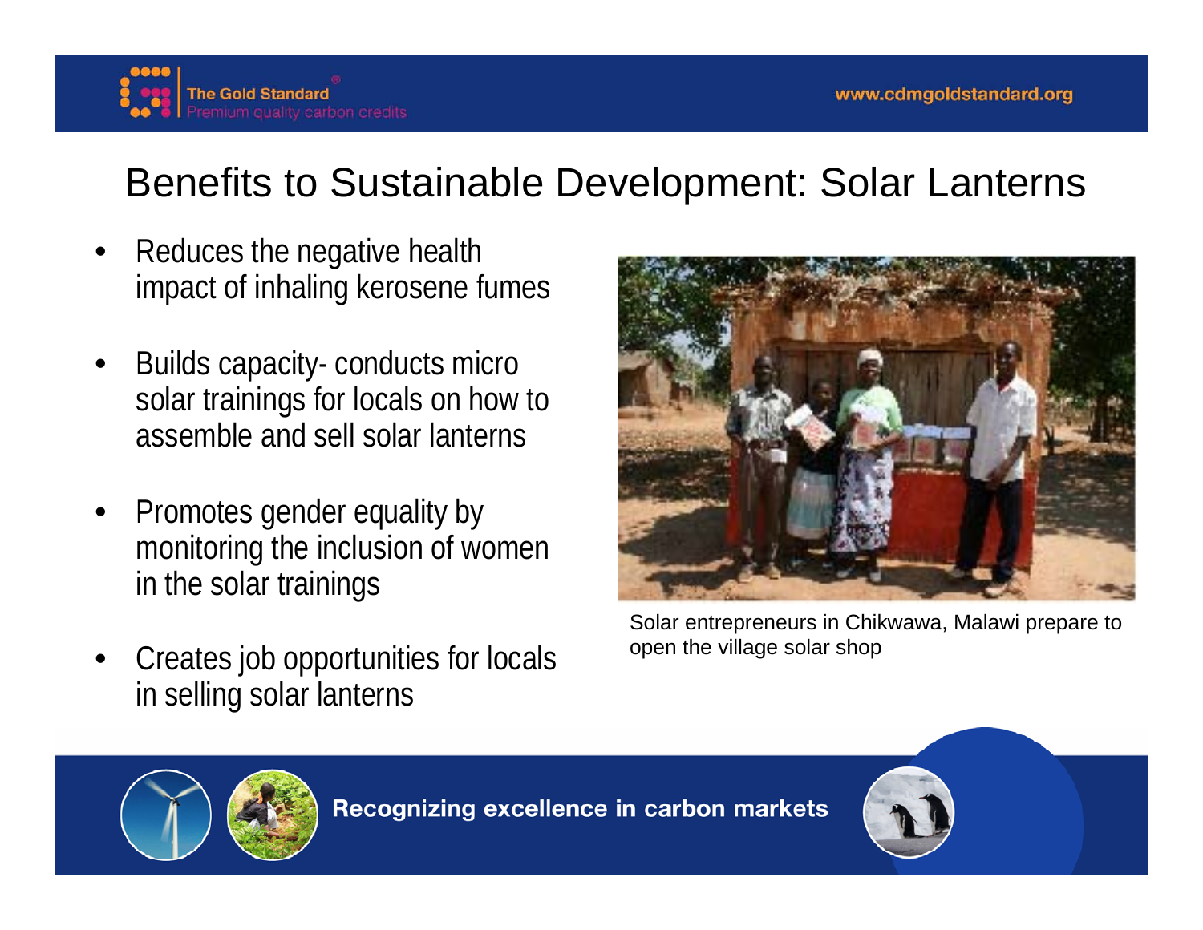# Benefits to Sustainable Development: Solar Lanterns

- Reduces the negative health impact of inhaling kerosene fumes
- Builds capacity- conducts micro solar trainings for locals on how to assemble and sell solar lanterns
- Promotes gender equality by monitoring the inclusion of women in the solar trainings
- Creates job opportunities for locals in selling solar lanterns

Solar entrepreneurs in Chikwawa, Malawi prepare to open the village solar shop

Recognizing excellence in carbon markets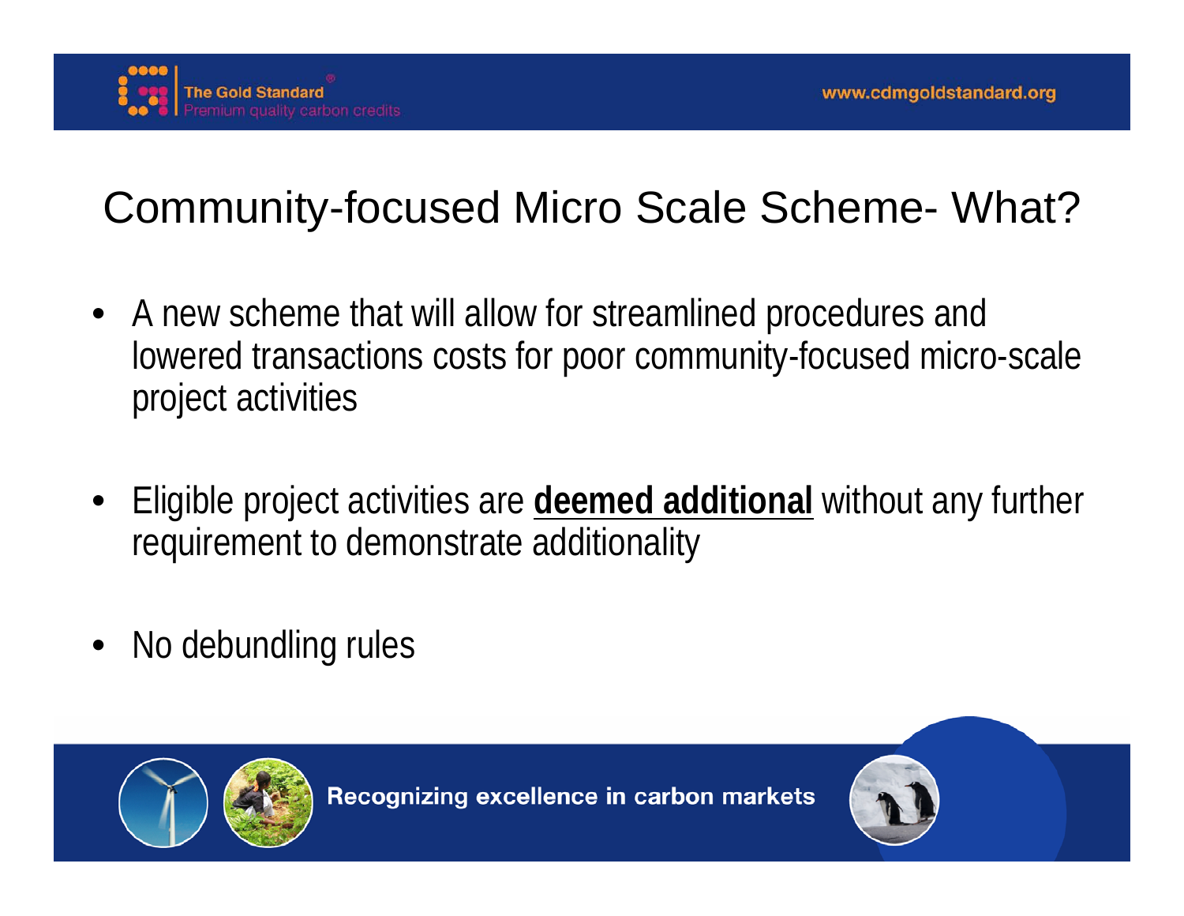# Community-focused Micro Scale Scheme- What?

- A new scheme that will allow for streamlined procedures and lowered transactions costs for poor community-focused micro-scale project activities

- Eligible project activities are **deemed additional** without any further requirement to demonstrate additionality

- No debundling rules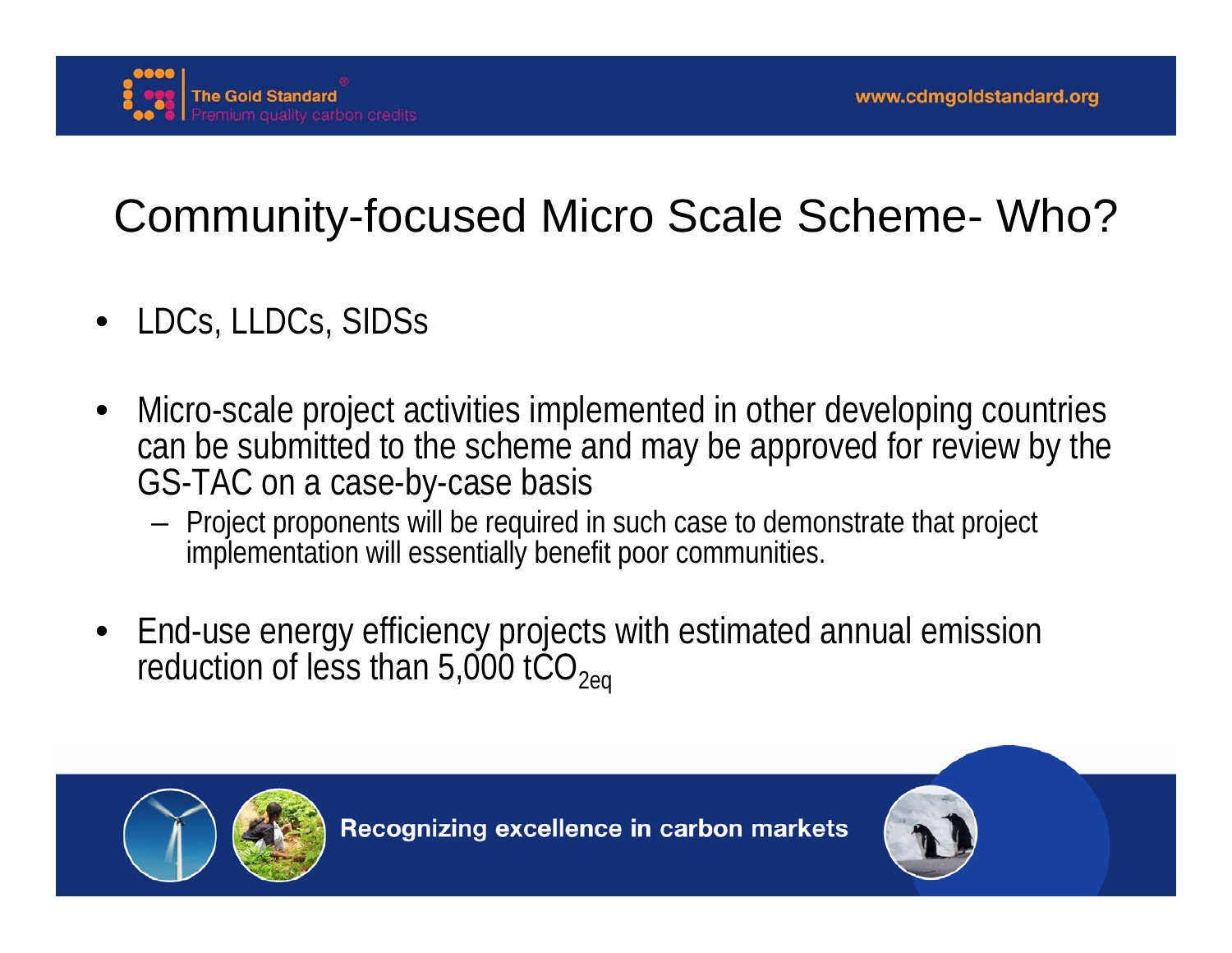# Community-focused Micro Scale Scheme- Who?

- LDCs, LLDCs, SIDSs
- Micro-scale project activities implemented in other developing countries can be submitted to the scheme and may be approved for review by the GS-TAC on a case-by-case basis
  - Project proponents will be required in such case to demonstrate that project implementation will essentially benefit poor communities.
- End-use energy efficiency projects with estimated annual emission reduction of less than 5,000 $tCO_{2eq}$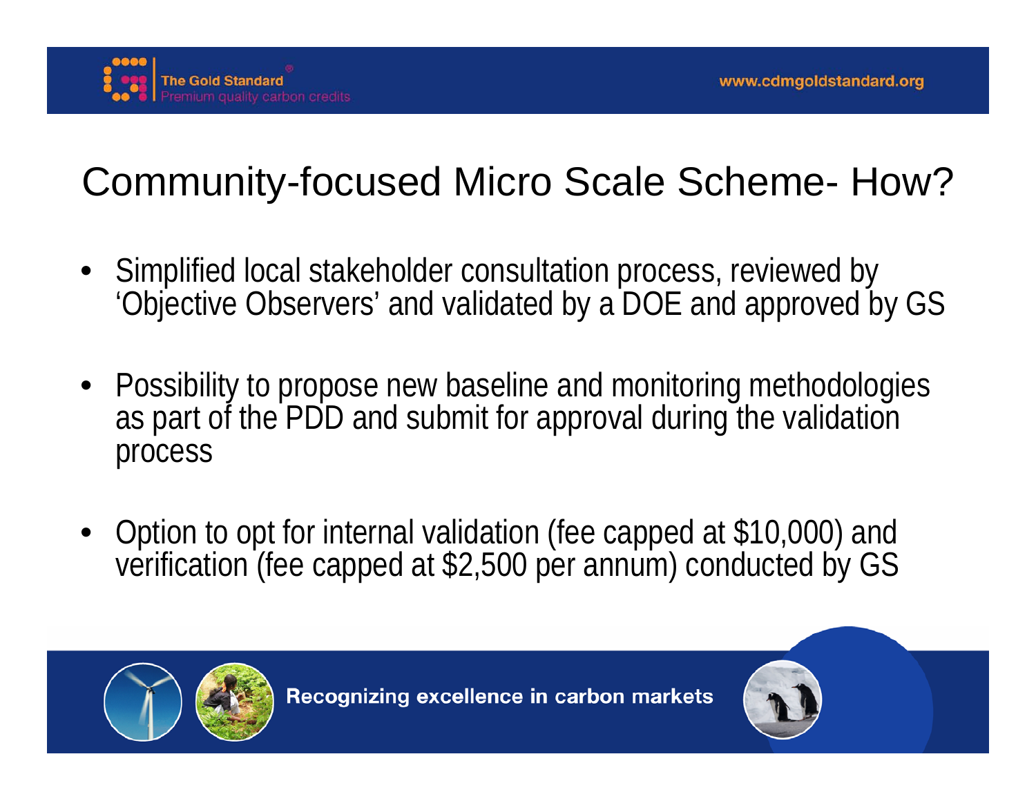# Community-focused Micro Scale Scheme- How?

- Simplified local stakeholder consultation process, reviewed by 'Objective Observers' and validated by a DOE and approved by GS
- Possibility to propose new baseline and monitoring methodologies as part of the PDD and submit for approval during the validation process
- Option to opt for internal validation (fee capped at $10,000) and verification (fee capped at $2,500 per annum) conducted by GS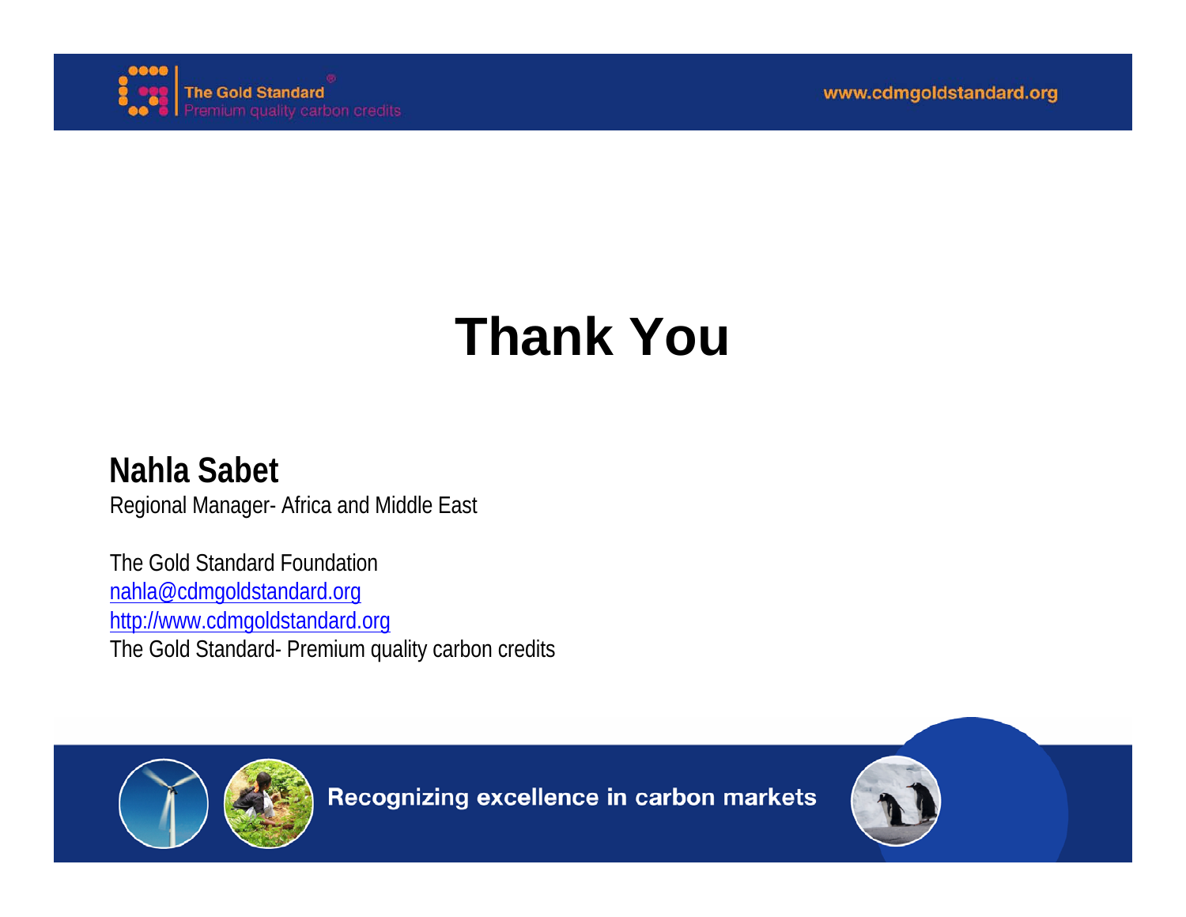# Thank You

**Nahla Sabet**
Regional Manager- Africa and Middle East

The Gold Standard Foundation
nahla@cdmgoldstandard.org
http://www.cdmgoldstandard.org
The Gold Standard- Premium quality carbon credits